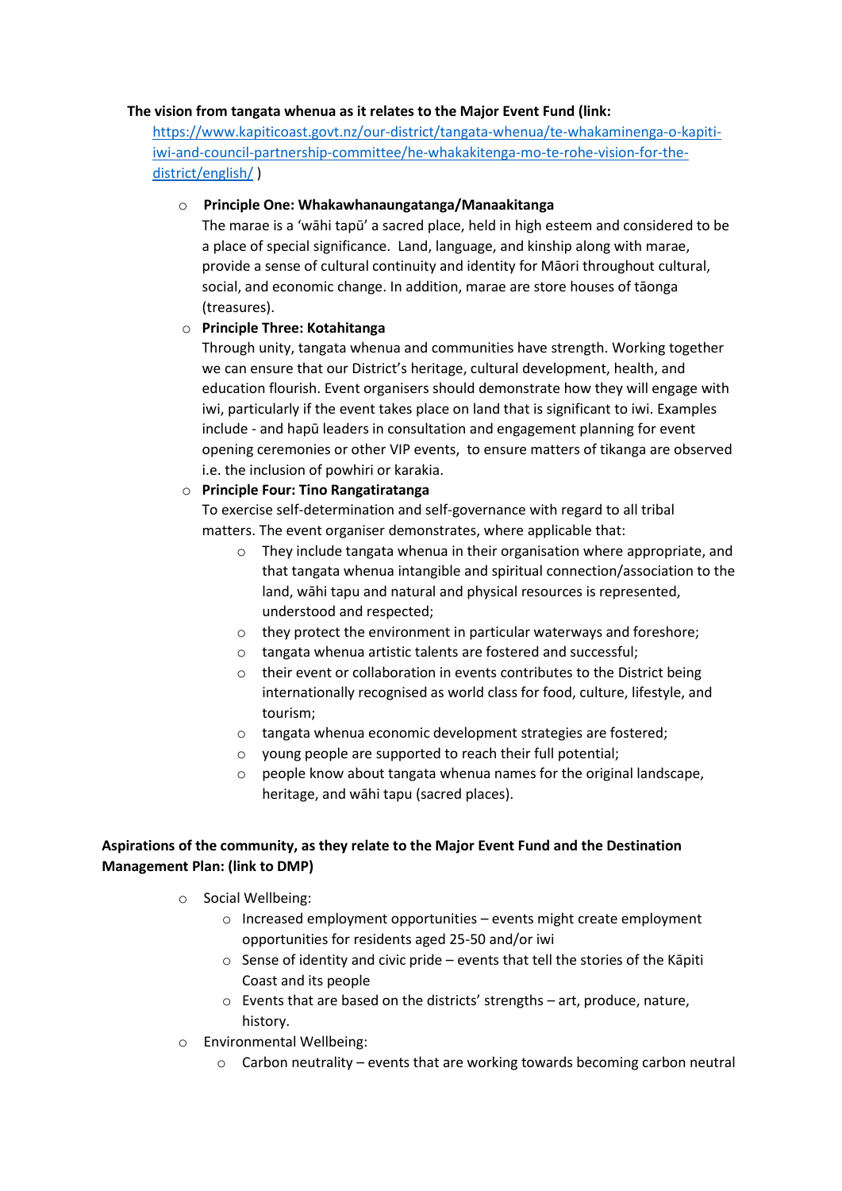**The vision from tangata whenua as it relates to the Major Event Fund (link:** https://www.kapiticoast.govt.nz/our-district/tangata-whenua/te-whakaminenga-o-kapiti-iwi-and-council-partnership-committee/he-whakakitenga-mo-te-rohe-vision-for-the-district/english/ )

- **Principle One: Whakawhanaungatanga/Manaakitanga**
  The marae is a 'wāhi tapū' a sacred place, held in high esteem and considered to be a place of special significance. Land, language, and kinship along with marae, provide a sense of cultural continuity and identity for Māori throughout cultural, social, and economic change. In addition, marae are store houses of tāonga (treasures).
- **Principle Three: Kotahitanga**
  Through unity, tangata whenua and communities have strength. Working together we can ensure that our District's heritage, cultural development, health, and education flourish. Event organisers should demonstrate how they will engage with iwi, particularly if the event takes place on land that is significant to iwi. Examples include - and hapū leaders in consultation and engagement planning for event opening ceremonies or other VIP events, to ensure matters of tikanga are observed i.e. the inclusion of powhiri or karakia.
- **Principle Four: Tino Rangatiratanga**
  To exercise self-determination and self-governance with regard to all tribal matters. The event organiser demonstrates, where applicable that:
  - They include tangata whenua in their organisation where appropriate, and that tangata whenua intangible and spiritual connection/association to the land, wāhi tapu and natural and physical resources is represented, understood and respected;
  - they protect the environment in particular waterways and foreshore;
  - tangata whenua artistic talents are fostered and successful;
  - their event or collaboration in events contributes to the District being internationally recognised as world class for food, culture, lifestyle, and tourism;
  - tangata whenua economic development strategies are fostered;
  - young people are supported to reach their full potential;
  - people know about tangata whenua names for the original landscape, heritage, and wāhi tapu (sacred places).

**Aspirations of the community, as they relate to the Major Event Fund and the Destination Management Plan: (link to DMP)**

- Social Wellbeing:
  - Increased employment opportunities – events might create employment opportunities for residents aged 25-50 and/or iwi
  - Sense of identity and civic pride – events that tell the stories of the Kāpiti Coast and its people
  - Events that are based on the districts' strengths – art, produce, nature, history.
- Environmental Wellbeing:
  - Carbon neutrality – events that are working towards becoming carbon neutral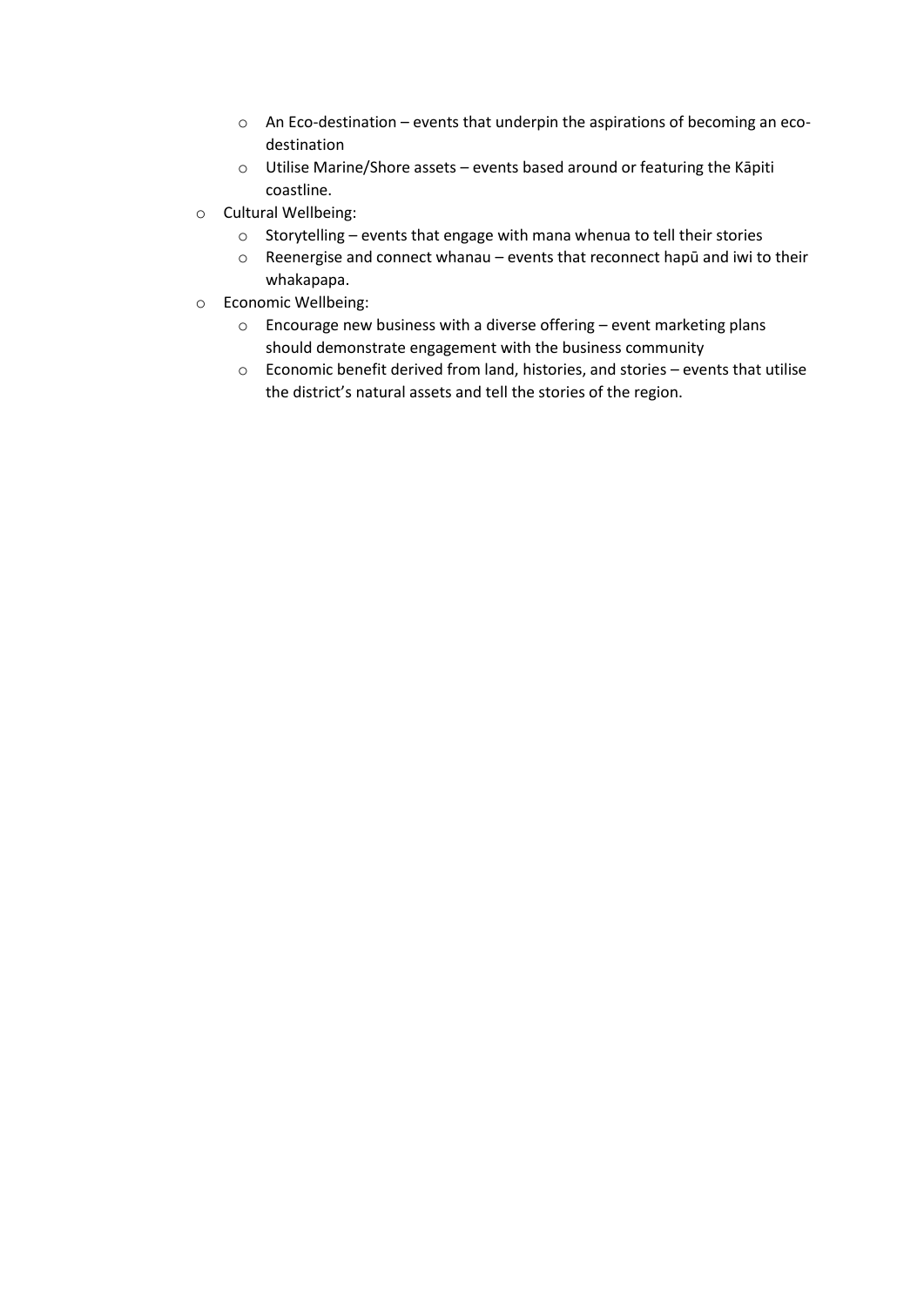- An Eco-destination – events that underpin the aspirations of becoming an eco-destination
  - Utilise Marine/Shore assets – events based around or featuring the Kāpiti coastline.
- Cultural Wellbeing:
  - Storytelling – events that engage with mana whenua to tell their stories
  - Reenergise and connect whanau – events that reconnect hapū and iwi to their whakapapa.
- Economic Wellbeing:
  - Encourage new business with a diverse offering – event marketing plans should demonstrate engagement with the business community
  - Economic benefit derived from land, histories, and stories – events that utilise the district's natural assets and tell the stories of the region.